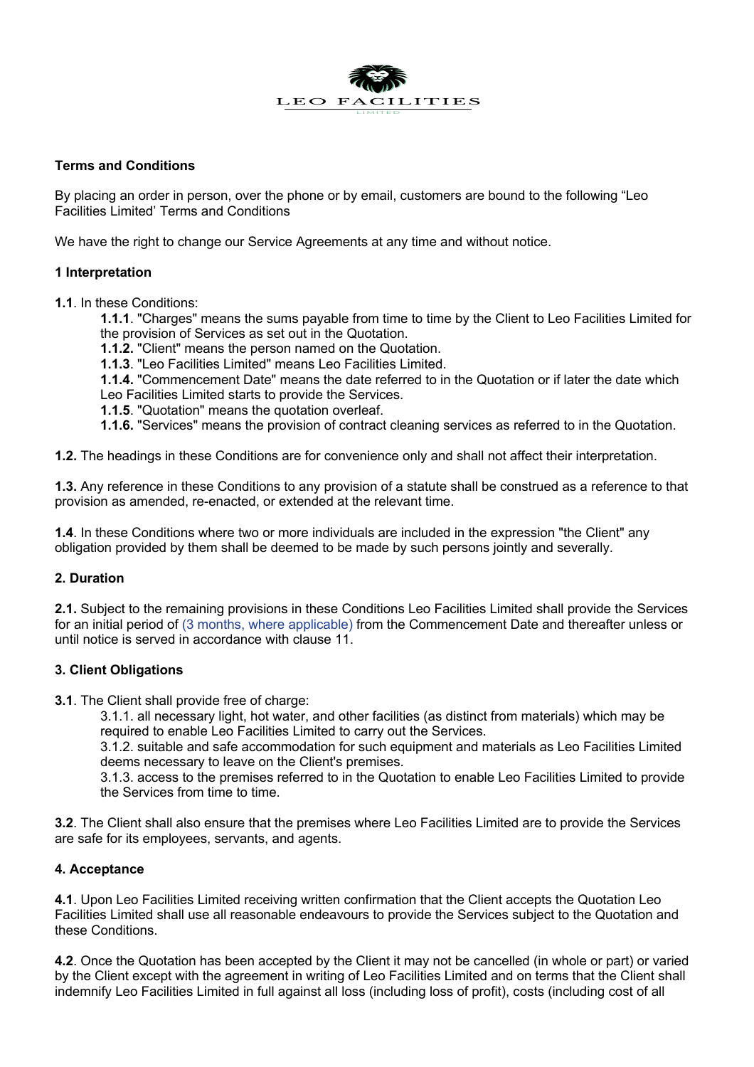LEO FACILITIES

LIMITED

**Terms and Conditions**

By placing an order in person, over the phone or by email, customers are bound to the following "Leo Facilities Limited' Terms and Conditions

We have the right to change our Service Agreements at any time and without notice.

**1 Interpretation**

**1.1**. In these Conditions:

- **1.1.1**. "Charges" means the sums payable from time to time by the Client to Leo Facilities Limited for the provision of Services as set out in the Quotation.
- **1.1.2.** "Client" means the person named on the Quotation.
- **1.1.3**. "Leo Facilities Limited" means Leo Facilities Limited.
- **1.1.4.** "Commencement Date" means the date referred to in the Quotation or if later the date which Leo Facilities Limited starts to provide the Services.
- **1.1.5**. "Quotation" means the quotation overleaf.
- **1.1.6.** "Services" means the provision of contract cleaning services as referred to in the Quotation.

**1.2.** The headings in these Conditions are for convenience only and shall not affect their interpretation.

**1.3.** Any reference in these Conditions to any provision of a statute shall be construed as a reference to that provision as amended, re-enacted, or extended at the relevant time.

**1.4**. In these Conditions where two or more individuals are included in the expression "the Client" any obligation provided by them shall be deemed to be made by such persons jointly and severally.

**2. Duration**

**2.1.** Subject to the remaining provisions in these Conditions Leo Facilities Limited shall provide the Services for an initial period of (3 months, where applicable) from the Commencement Date and thereafter unless or until notice is served in accordance with clause 11.

**3. Client Obligations**

**3.1**. The Client shall provide free of charge:

- 3.1.1. all necessary light, hot water, and other facilities (as distinct from materials) which may be required to enable Leo Facilities Limited to carry out the Services.
- 3.1.2. suitable and safe accommodation for such equipment and materials as Leo Facilities Limited deems necessary to leave on the Client's premises.
- 3.1.3. access to the premises referred to in the Quotation to enable Leo Facilities Limited to provide the Services from time to time.

**3.2**. The Client shall also ensure that the premises where Leo Facilities Limited are to provide the Services are safe for its employees, servants, and agents.

**4. Acceptance**

**4.1**. Upon Leo Facilities Limited receiving written confirmation that the Client accepts the Quotation Leo Facilities Limited shall use all reasonable endeavours to provide the Services subject to the Quotation and these Conditions.

**4.2**. Once the Quotation has been accepted by the Client it may not be cancelled (in whole or part) or varied by the Client except with the agreement in writing of Leo Facilities Limited and on terms that the Client shall indemnify Leo Facilities Limited in full against all loss (including loss of profit), costs (including cost of all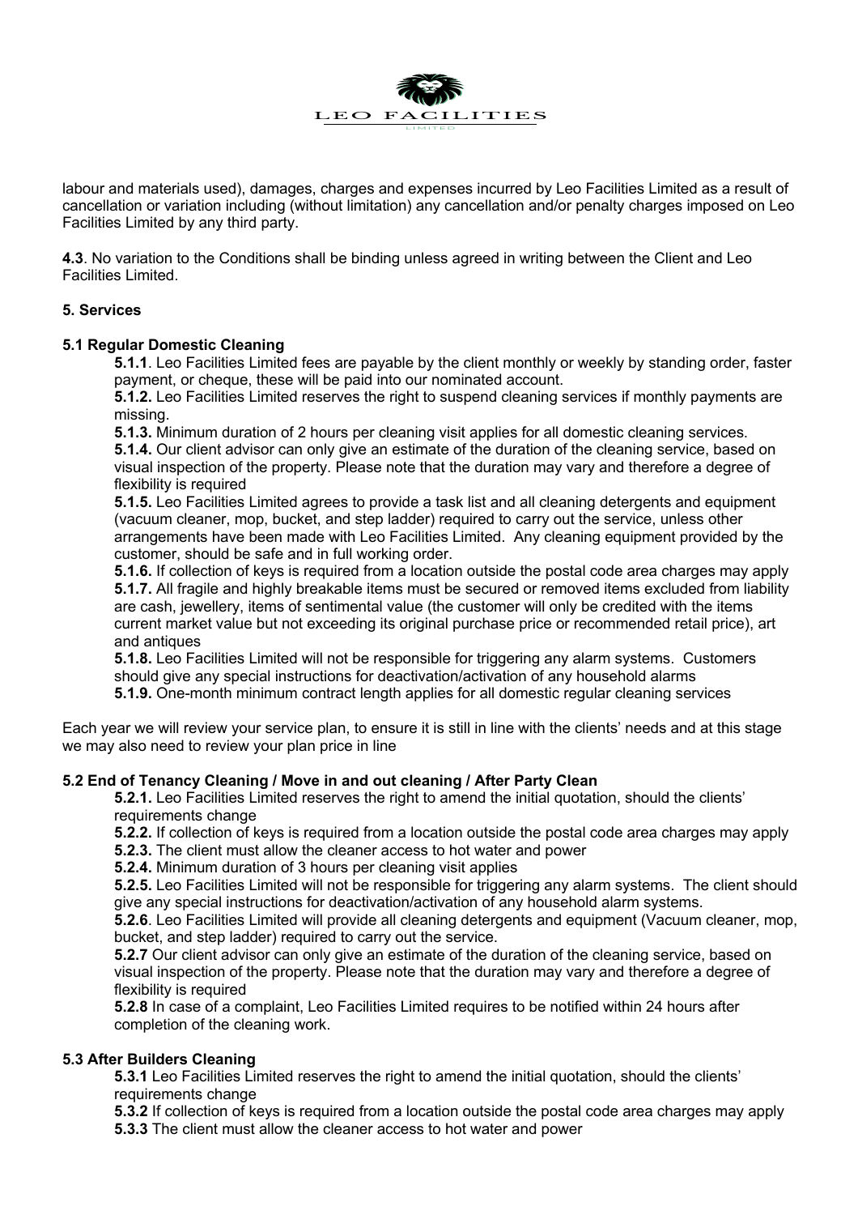labour and materials used), damages, charges and expenses incurred by Leo Facilities Limited as a result of cancellation or variation including (without limitation) any cancellation and/or penalty charges imposed on Leo Facilities Limited by any third party.

**4.3**. No variation to the Conditions shall be binding unless agreed in writing between the Client and Leo Facilities Limited.

## 5. Services

### 5.1 Regular Domestic Cleaning

**5.1.1**. Leo Facilities Limited fees are payable by the client monthly or weekly by standing order, faster payment, or cheque, these will be paid into our nominated account.

**5.1.2.** Leo Facilities Limited reserves the right to suspend cleaning services if monthly payments are missing.

**5.1.3.** Minimum duration of 2 hours per cleaning visit applies for all domestic cleaning services.

**5.1.4.** Our client advisor can only give an estimate of the duration of the cleaning service, based on visual inspection of the property. Please note that the duration may vary and therefore a degree of flexibility is required

**5.1.5.** Leo Facilities Limited agrees to provide a task list and all cleaning detergents and equipment (vacuum cleaner, mop, bucket, and step ladder) required to carry out the service, unless other arrangements have been made with Leo Facilities Limited. Any cleaning equipment provided by the customer, should be safe and in full working order.

**5.1.6.** If collection of keys is required from a location outside the postal code area charges may apply

**5.1.7.** All fragile and highly breakable items must be secured or removed items excluded from liability are cash, jewellery, items of sentimental value (the customer will only be credited with the items current market value but not exceeding its original purchase price or recommended retail price), art and antiques

**5.1.8.** Leo Facilities Limited will not be responsible for triggering any alarm systems. Customers should give any special instructions for deactivation/activation of any household alarms

**5.1.9.** One-month minimum contract length applies for all domestic regular cleaning services

Each year we will review your service plan, to ensure it is still in line with the clients' needs and at this stage we may also need to review your plan price in line

### 5.2 End of Tenancy Cleaning / Move in and out cleaning / After Party Clean

**5.2.1.** Leo Facilities Limited reserves the right to amend the initial quotation, should the clients' requirements change

**5.2.2.** If collection of keys is required from a location outside the postal code area charges may apply

**5.2.3.** The client must allow the cleaner access to hot water and power

**5.2.4.** Minimum duration of 3 hours per cleaning visit applies

**5.2.5.** Leo Facilities Limited will not be responsible for triggering any alarm systems. The client should give any special instructions for deactivation/activation of any household alarm systems.

**5.2.6**. Leo Facilities Limited will provide all cleaning detergents and equipment (Vacuum cleaner, mop, bucket, and step ladder) required to carry out the service.

**5.2.7** Our client advisor can only give an estimate of the duration of the cleaning service, based on visual inspection of the property. Please note that the duration may vary and therefore a degree of flexibility is required

**5.2.8** In case of a complaint, Leo Facilities Limited requires to be notified within 24 hours after completion of the cleaning work.

### 5.3 After Builders Cleaning

**5.3.1** Leo Facilities Limited reserves the right to amend the initial quotation, should the clients' requirements change

**5.3.2** If collection of keys is required from a location outside the postal code area charges may apply

**5.3.3** The client must allow the cleaner access to hot water and power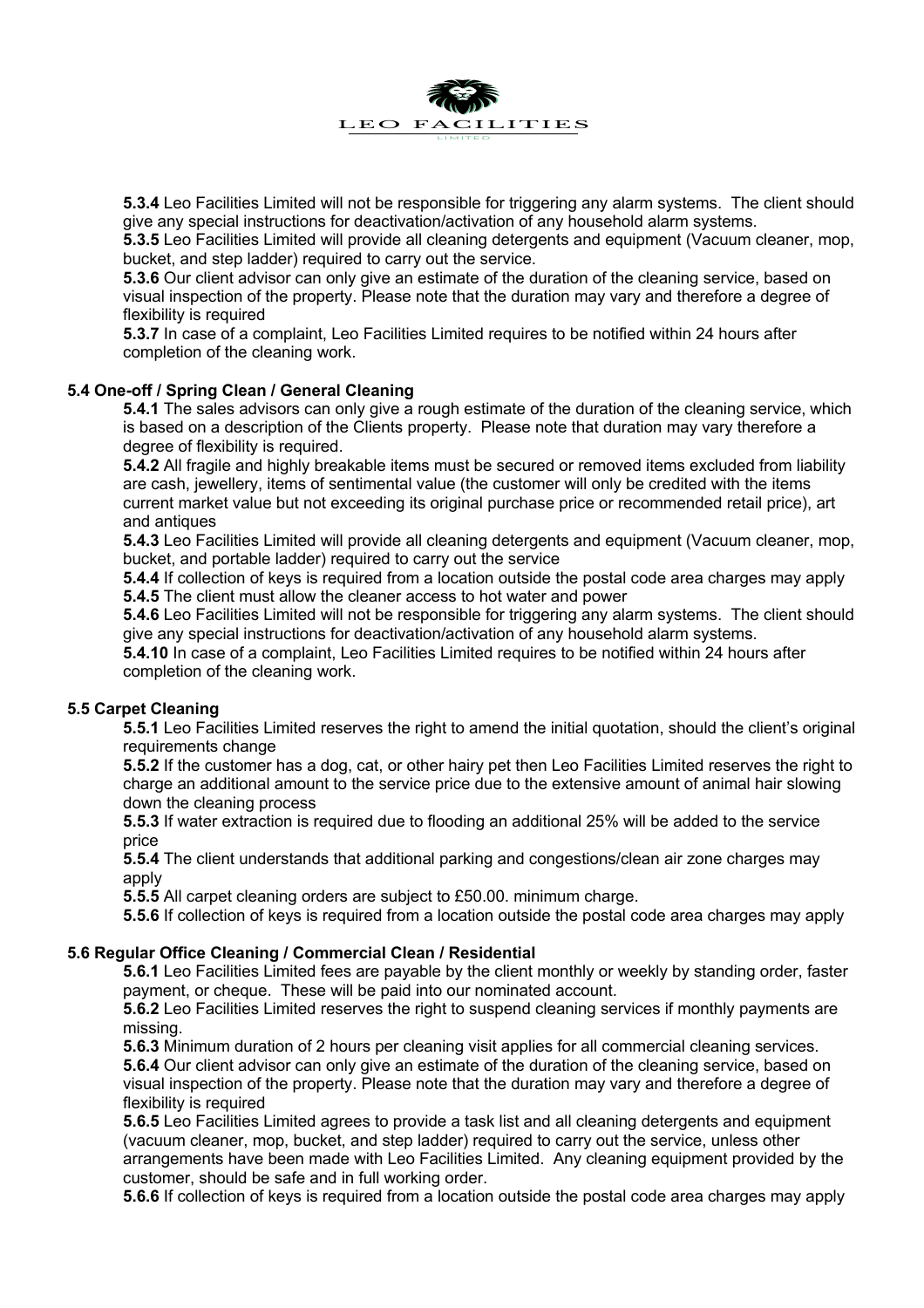**5.3.4** Leo Facilities Limited will not be responsible for triggering any alarm systems. The client should give any special instructions for deactivation/activation of any household alarm systems.

**5.3.5** Leo Facilities Limited will provide all cleaning detergents and equipment (Vacuum cleaner, mop, bucket, and step ladder) required to carry out the service.

**5.3.6** Our client advisor can only give an estimate of the duration of the cleaning service, based on visual inspection of the property. Please note that the duration may vary and therefore a degree of flexibility is required

**5.3.7** In case of a complaint, Leo Facilities Limited requires to be notified within 24 hours after completion of the cleaning work.

### 5.4 One-off / Spring Clean / General Cleaning

**5.4.1** The sales advisors can only give a rough estimate of the duration of the cleaning service, which is based on a description of the Clients property. Please note that duration may vary therefore a degree of flexibility is required.

**5.4.2** All fragile and highly breakable items must be secured or removed items excluded from liability are cash, jewellery, items of sentimental value (the customer will only be credited with the items current market value but not exceeding its original purchase price or recommended retail price), art and antiques

**5.4.3** Leo Facilities Limited will provide all cleaning detergents and equipment (Vacuum cleaner, mop, bucket, and portable ladder) required to carry out the service

**5.4.4** If collection of keys is required from a location outside the postal code area charges may apply

**5.4.5** The client must allow the cleaner access to hot water and power

**5.4.6** Leo Facilities Limited will not be responsible for triggering any alarm systems. The client should give any special instructions for deactivation/activation of any household alarm systems.

**5.4.10** In case of a complaint, Leo Facilities Limited requires to be notified within 24 hours after completion of the cleaning work.

### 5.5 Carpet Cleaning

**5.5.1** Leo Facilities Limited reserves the right to amend the initial quotation, should the client's original requirements change

**5.5.2** If the customer has a dog, cat, or other hairy pet then Leo Facilities Limited reserves the right to charge an additional amount to the service price due to the extensive amount of animal hair slowing down the cleaning process

**5.5.3** If water extraction is required due to flooding an additional 25% will be added to the service price

**5.5.4** The client understands that additional parking and congestions/clean air zone charges may apply

**5.5.5** All carpet cleaning orders are subject to £50.00. minimum charge.

**5.5.6** If collection of keys is required from a location outside the postal code area charges may apply

### 5.6 Regular Office Cleaning / Commercial Clean / Residential

**5.6.1** Leo Facilities Limited fees are payable by the client monthly or weekly by standing order, faster payment, or cheque. These will be paid into our nominated account.

**5.6.2** Leo Facilities Limited reserves the right to suspend cleaning services if monthly payments are missing.

**5.6.3** Minimum duration of 2 hours per cleaning visit applies for all commercial cleaning services.

**5.6.4** Our client advisor can only give an estimate of the duration of the cleaning service, based on visual inspection of the property. Please note that the duration may vary and therefore a degree of flexibility is required

**5.6.5** Leo Facilities Limited agrees to provide a task list and all cleaning detergents and equipment (vacuum cleaner, mop, bucket, and step ladder) required to carry out the service, unless other arrangements have been made with Leo Facilities Limited. Any cleaning equipment provided by the customer, should be safe and in full working order.

**5.6.6** If collection of keys is required from a location outside the postal code area charges may apply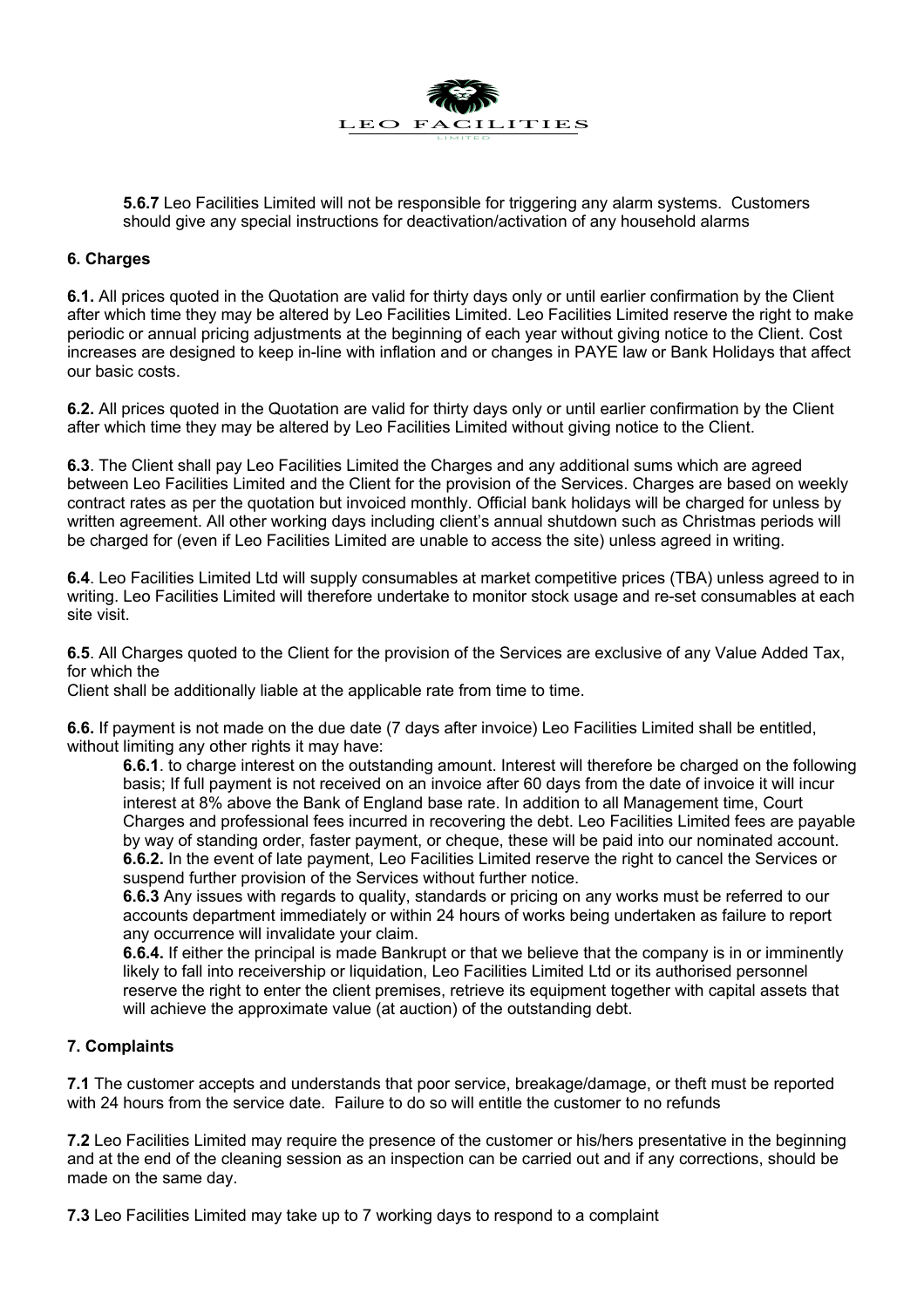**5.6.7** Leo Facilities Limited will not be responsible for triggering any alarm systems. Customers should give any special instructions for deactivation/activation of any household alarms

## 6. Charges

**6.1.** All prices quoted in the Quotation are valid for thirty days only or until earlier confirmation by the Client after which time they may be altered by Leo Facilities Limited. Leo Facilities Limited reserve the right to make periodic or annual pricing adjustments at the beginning of each year without giving notice to the Client. Cost increases are designed to keep in-line with inflation and or changes in PAYE law or Bank Holidays that affect our basic costs.

**6.2.** All prices quoted in the Quotation are valid for thirty days only or until earlier confirmation by the Client after which time they may be altered by Leo Facilities Limited without giving notice to the Client.

**6.3**. The Client shall pay Leo Facilities Limited the Charges and any additional sums which are agreed between Leo Facilities Limited and the Client for the provision of the Services. Charges are based on weekly contract rates as per the quotation but invoiced monthly. Official bank holidays will be charged for unless by written agreement. All other working days including client's annual shutdown such as Christmas periods will be charged for (even if Leo Facilities Limited are unable to access the site) unless agreed in writing.

**6.4**. Leo Facilities Limited Ltd will supply consumables at market competitive prices (TBA) unless agreed to in writing. Leo Facilities Limited will therefore undertake to monitor stock usage and re-set consumables at each site visit.

**6.5**. All Charges quoted to the Client for the provision of the Services are exclusive of any Value Added Tax, for which the
Client shall be additionally liable at the applicable rate from time to time.

**6.6.** If payment is not made on the due date (7 days after invoice) Leo Facilities Limited shall be entitled, without limiting any other rights it may have:

> **6.6.1**. to charge interest on the outstanding amount. Interest will therefore be charged on the following basis; If full payment is not received on an invoice after 60 days from the date of invoice it will incur interest at 8% above the Bank of England base rate. In addition to all Management time, Court Charges and professional fees incurred in recovering the debt. Leo Facilities Limited fees are payable by way of standing order, faster payment, or cheque, these will be paid into our nominated account.
>
> **6.6.2.** In the event of late payment, Leo Facilities Limited reserve the right to cancel the Services or suspend further provision of the Services without further notice.
>
> **6.6.3** Any issues with regards to quality, standards or pricing on any works must be referred to our accounts department immediately or within 24 hours of works being undertaken as failure to report any occurrence will invalidate your claim.
>
> **6.6.4.** If either the principal is made Bankrupt or that we believe that the company is in or imminently likely to fall into receivership or liquidation, Leo Facilities Limited Ltd or its authorised personnel reserve the right to enter the client premises, retrieve its equipment together with capital assets that will achieve the approximate value (at auction) of the outstanding debt.

## 7. Complaints

**7.1** The customer accepts and understands that poor service, breakage/damage, or theft must be reported with 24 hours from the service date. Failure to do so will entitle the customer to no refunds

**7.2** Leo Facilities Limited may require the presence of the customer or his/hers presentative in the beginning and at the end of the cleaning session as an inspection can be carried out and if any corrections, should be made on the same day.

**7.3** Leo Facilities Limited may take up to 7 working days to respond to a complaint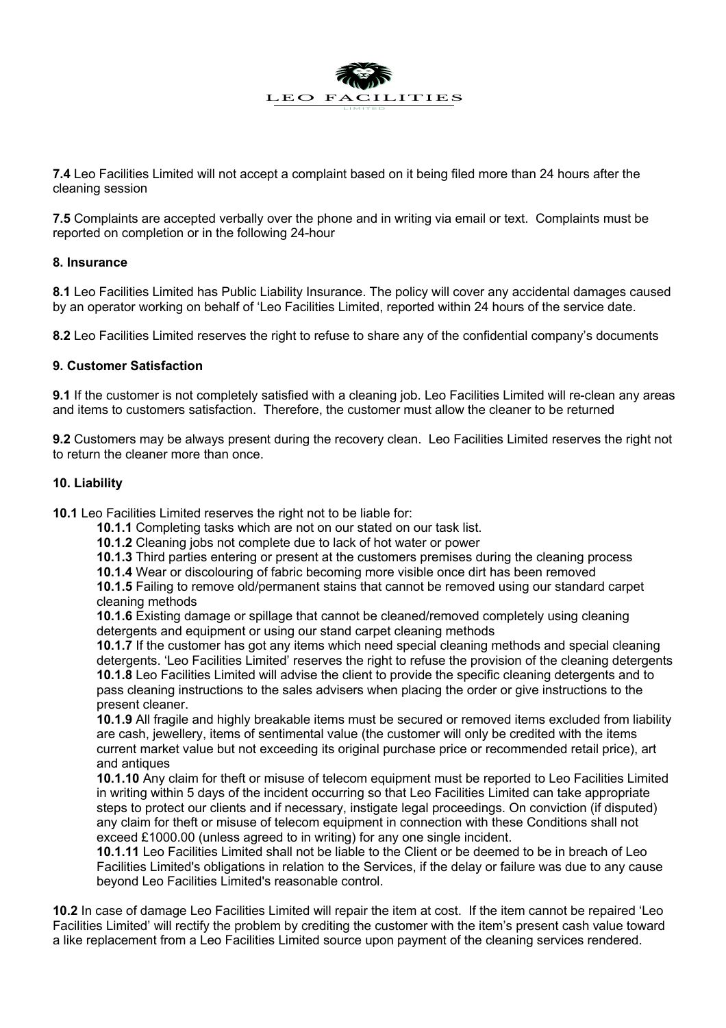**7.4** Leo Facilities Limited will not accept a complaint based on it being filed more than 24 hours after the cleaning session

**7.5** Complaints are accepted verbally over the phone and in writing via email or text. Complaints must be reported on completion or in the following 24-hour

## 8. Insurance

**8.1** Leo Facilities Limited has Public Liability Insurance. The policy will cover any accidental damages caused by an operator working on behalf of 'Leo Facilities Limited, reported within 24 hours of the service date.

**8.2** Leo Facilities Limited reserves the right to refuse to share any of the confidential company's documents

## 9. Customer Satisfaction

**9.1** If the customer is not completely satisfied with a cleaning job. Leo Facilities Limited will re-clean any areas and items to customers satisfaction. Therefore, the customer must allow the cleaner to be returned

**9.2** Customers may be always present during the recovery clean. Leo Facilities Limited reserves the right not to return the cleaner more than once.

## 10. Liability

**10.1** Leo Facilities Limited reserves the right not to be liable for:

- **10.1.1** Completing tasks which are not on our stated on our task list.
- **10.1.2** Cleaning jobs not complete due to lack of hot water or power
- **10.1.3** Third parties entering or present at the customers premises during the cleaning process
- **10.1.4** Wear or discolouring of fabric becoming more visible once dirt has been removed
- **10.1.5** Failing to remove old/permanent stains that cannot be removed using our standard carpet cleaning methods
- **10.1.6** Existing damage or spillage that cannot be cleaned/removed completely using cleaning detergents and equipment or using our stand carpet cleaning methods
- **10.1.7** If the customer has got any items which need special cleaning methods and special cleaning detergents. 'Leo Facilities Limited' reserves the right to refuse the provision of the cleaning detergents
- **10.1.8** Leo Facilities Limited will advise the client to provide the specific cleaning detergents and to pass cleaning instructions to the sales advisers when placing the order or give instructions to the present cleaner.
- **10.1.9** All fragile and highly breakable items must be secured or removed items excluded from liability are cash, jewellery, items of sentimental value (the customer will only be credited with the items current market value but not exceeding its original purchase price or recommended retail price), art and antiques
- **10.1.10** Any claim for theft or misuse of telecom equipment must be reported to Leo Facilities Limited in writing within 5 days of the incident occurring so that Leo Facilities Limited can take appropriate steps to protect our clients and if necessary, instigate legal proceedings. On conviction (if disputed) any claim for theft or misuse of telecom equipment in connection with these Conditions shall not exceed £1000.00 (unless agreed to in writing) for any one single incident.
- **10.1.11** Leo Facilities Limited shall not be liable to the Client or be deemed to be in breach of Leo Facilities Limited's obligations in relation to the Services, if the delay or failure was due to any cause beyond Leo Facilities Limited's reasonable control.

**10.2** In case of damage Leo Facilities Limited will repair the item at cost. If the item cannot be repaired 'Leo Facilities Limited' will rectify the problem by crediting the customer with the item's present cash value toward a like replacement from a Leo Facilities Limited source upon payment of the cleaning services rendered.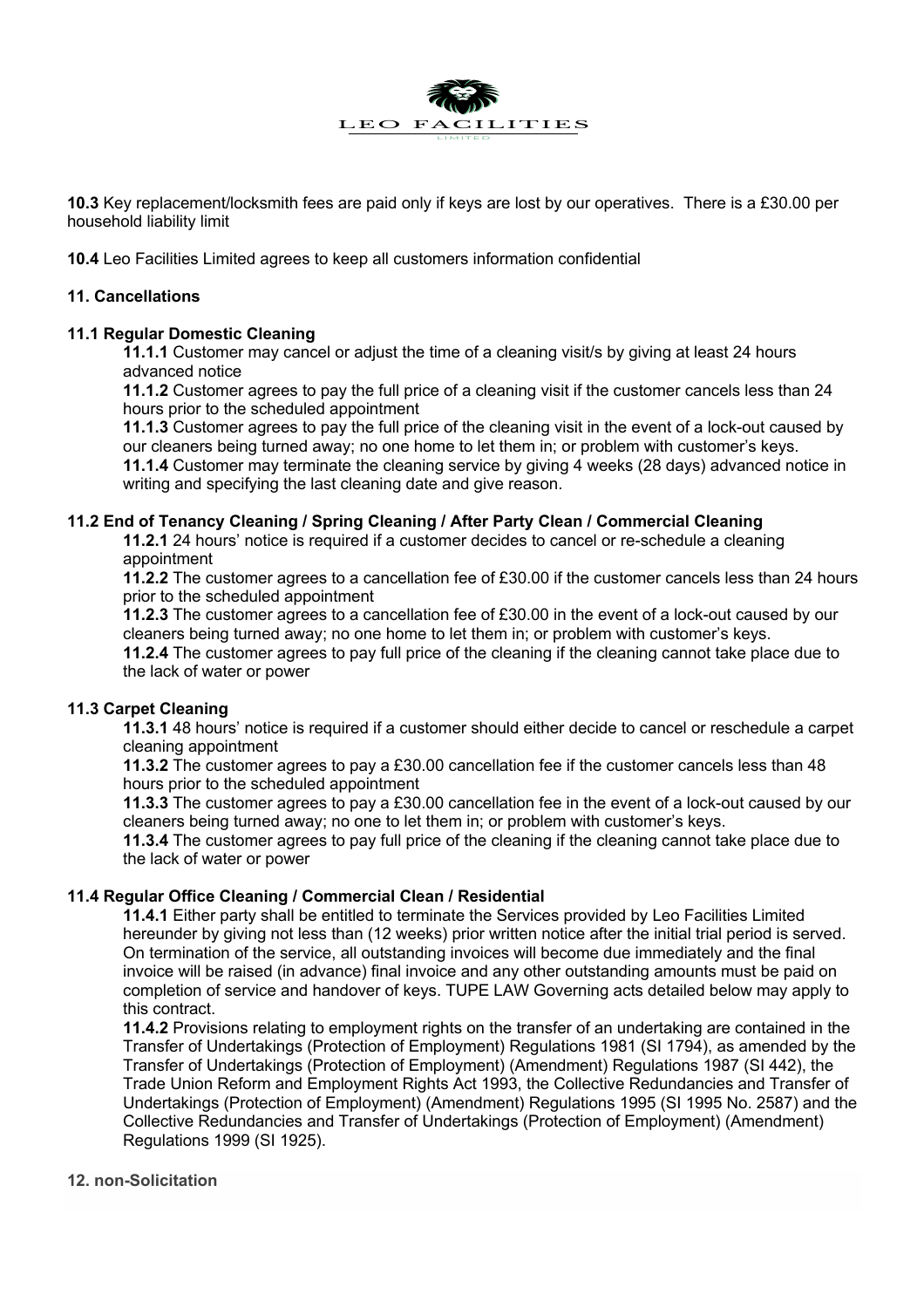**10.3** Key replacement/locksmith fees are paid only if keys are lost by our operatives. There is a £30.00 per household liability limit

**10.4** Leo Facilities Limited agrees to keep all customers information confidential

### 11. Cancellations

#### 11.1 Regular Domestic Cleaning

**11.1.1** Customer may cancel or adjust the time of a cleaning visit/s by giving at least 24 hours advanced notice

**11.1.2** Customer agrees to pay the full price of a cleaning visit if the customer cancels less than 24 hours prior to the scheduled appointment

**11.1.3** Customer agrees to pay the full price of the cleaning visit in the event of a lock-out caused by our cleaners being turned away; no one home to let them in; or problem with customer's keys.

**11.1.4** Customer may terminate the cleaning service by giving 4 weeks (28 days) advanced notice in writing and specifying the last cleaning date and give reason.

#### 11.2 End of Tenancy Cleaning / Spring Cleaning / After Party Clean / Commercial Cleaning

**11.2.1** 24 hours' notice is required if a customer decides to cancel or re-schedule a cleaning appointment

**11.2.2** The customer agrees to a cancellation fee of £30.00 if the customer cancels less than 24 hours prior to the scheduled appointment

**11.2.3** The customer agrees to a cancellation fee of £30.00 in the event of a lock-out caused by our cleaners being turned away; no one home to let them in; or problem with customer's keys.

**11.2.4** The customer agrees to pay full price of the cleaning if the cleaning cannot take place due to the lack of water or power

#### 11.3 Carpet Cleaning

**11.3.1** 48 hours' notice is required if a customer should either decide to cancel or reschedule a carpet cleaning appointment

**11.3.2** The customer agrees to pay a £30.00 cancellation fee if the customer cancels less than 48 hours prior to the scheduled appointment

**11.3.3** The customer agrees to pay a £30.00 cancellation fee in the event of a lock-out caused by our cleaners being turned away; no one to let them in; or problem with customer's keys.

**11.3.4** The customer agrees to pay full price of the cleaning if the cleaning cannot take place due to the lack of water or power

#### 11.4 Regular Office Cleaning / Commercial Clean / Residential

**11.4.1** Either party shall be entitled to terminate the Services provided by Leo Facilities Limited hereunder by giving not less than (12 weeks) prior written notice after the initial trial period is served. On termination of the service, all outstanding invoices will become due immediately and the final invoice will be raised (in advance) final invoice and any other outstanding amounts must be paid on completion of service and handover of keys. TUPE LAW Governing acts detailed below may apply to this contract.

**11.4.2** Provisions relating to employment rights on the transfer of an undertaking are contained in the Transfer of Undertakings (Protection of Employment) Regulations 1981 (SI 1794), as amended by the Transfer of Undertakings (Protection of Employment) (Amendment) Regulations 1987 (SI 442), the Trade Union Reform and Employment Rights Act 1993, the Collective Redundancies and Transfer of Undertakings (Protection of Employment) (Amendment) Regulations 1995 (SI 1995 No. 2587) and the Collective Redundancies and Transfer of Undertakings (Protection of Employment) (Amendment) Regulations 1999 (SI 1925).

### 12. non-Solicitation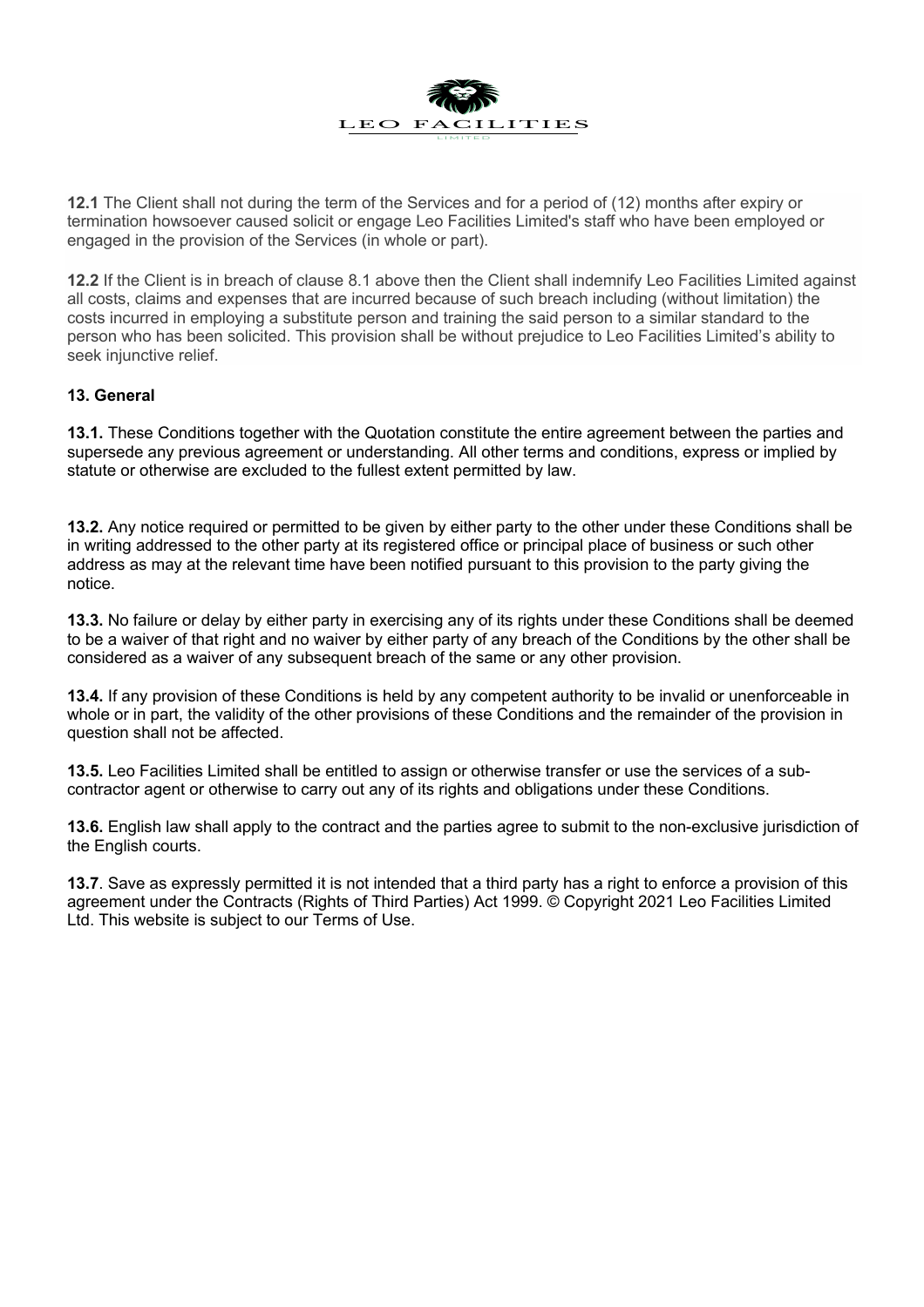**12.1** The Client shall not during the term of the Services and for a period of (12) months after expiry or termination howsoever caused solicit or engage Leo Facilities Limited's staff who have been employed or engaged in the provision of the Services (in whole or part).

**12.2** If the Client is in breach of clause 8.1 above then the Client shall indemnify Leo Facilities Limited against all costs, claims and expenses that are incurred because of such breach including (without limitation) the costs incurred in employing a substitute person and training the said person to a similar standard to the person who has been solicited. This provision shall be without prejudice to Leo Facilities Limited's ability to seek injunctive relief.

**13. General**

**13.1.** These Conditions together with the Quotation constitute the entire agreement between the parties and supersede any previous agreement or understanding. All other terms and conditions, express or implied by statute or otherwise are excluded to the fullest extent permitted by law.

**13.2.** Any notice required or permitted to be given by either party to the other under these Conditions shall be in writing addressed to the other party at its registered office or principal place of business or such other address as may at the relevant time have been notified pursuant to this provision to the party giving the notice.

**13.3.** No failure or delay by either party in exercising any of its rights under these Conditions shall be deemed to be a waiver of that right and no waiver by either party of any breach of the Conditions by the other shall be considered as a waiver of any subsequent breach of the same or any other provision.

**13.4.** If any provision of these Conditions is held by any competent authority to be invalid or unenforceable in whole or in part, the validity of the other provisions of these Conditions and the remainder of the provision in question shall not be affected.

**13.5.** Leo Facilities Limited shall be entitled to assign or otherwise transfer or use the services of a sub-contractor agent or otherwise to carry out any of its rights and obligations under these Conditions.

**13.6.** English law shall apply to the contract and the parties agree to submit to the non-exclusive jurisdiction of the English courts.

**13.7**. Save as expressly permitted it is not intended that a third party has a right to enforce a provision of this agreement under the Contracts (Rights of Third Parties) Act 1999. © Copyright 2021 Leo Facilities Limited Ltd. This website is subject to our Terms of Use.